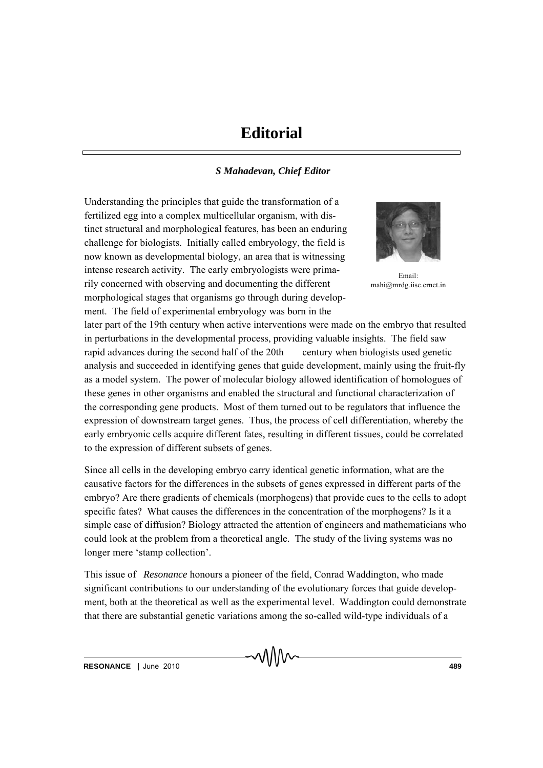# Editorial

***S Mahadevan, Chief Editor***

Email:
mahi@mrdg.iisc.ernet.in

Understanding the principles that guide the transformation of a fertilized egg into a complex multicellular organism, with distinct structural and morphological features, has been an enduring challenge for biologists. Initially called embryology, the field is now known as developmental biology, an area that is witnessing intense research activity. The early embryologists were primarily concerned with observing and documenting the different morphological stages that organisms go through during development. The field of experimental embryology was born in the later part of the 19th century when active interventions were made on the embryo that resulted in perturbations in the developmental process, providing valuable insights. The field saw rapid advances during the second half of the 20th century when biologists used genetic analysis and succeeded in identifying genes that guide development, mainly using the fruit-fly as a model system. The power of molecular biology allowed identification of homologues of these genes in other organisms and enabled the structural and functional characterization of the corresponding gene products. Most of them turned out to be regulators that influence the expression of downstream target genes. Thus, the process of cell differentiation, whereby the early embryonic cells acquire different fates, resulting in different tissues, could be correlated to the expression of different subsets of genes.

Since all cells in the developing embryo carry identical genetic information, what are the causative factors for the differences in the subsets of genes expressed in different parts of the embryo? Are there gradients of chemicals (morphogens) that provide cues to the cells to adopt specific fates? What causes the differences in the concentration of the morphogens? Is it a simple case of diffusion? Biology attracted the attention of engineers and mathematicians who could look at the problem from a theoretical angle. The study of the living systems was no longer mere 'stamp collection'.

This issue of *Resonance* honours a pioneer of the field, Conrad Waddington, who made significant contributions to our understanding of the evolutionary forces that guide development, both at the theoretical as well as the experimental level. Waddington could demonstrate that there are substantial genetic variations among the so-called wild-type individuals of a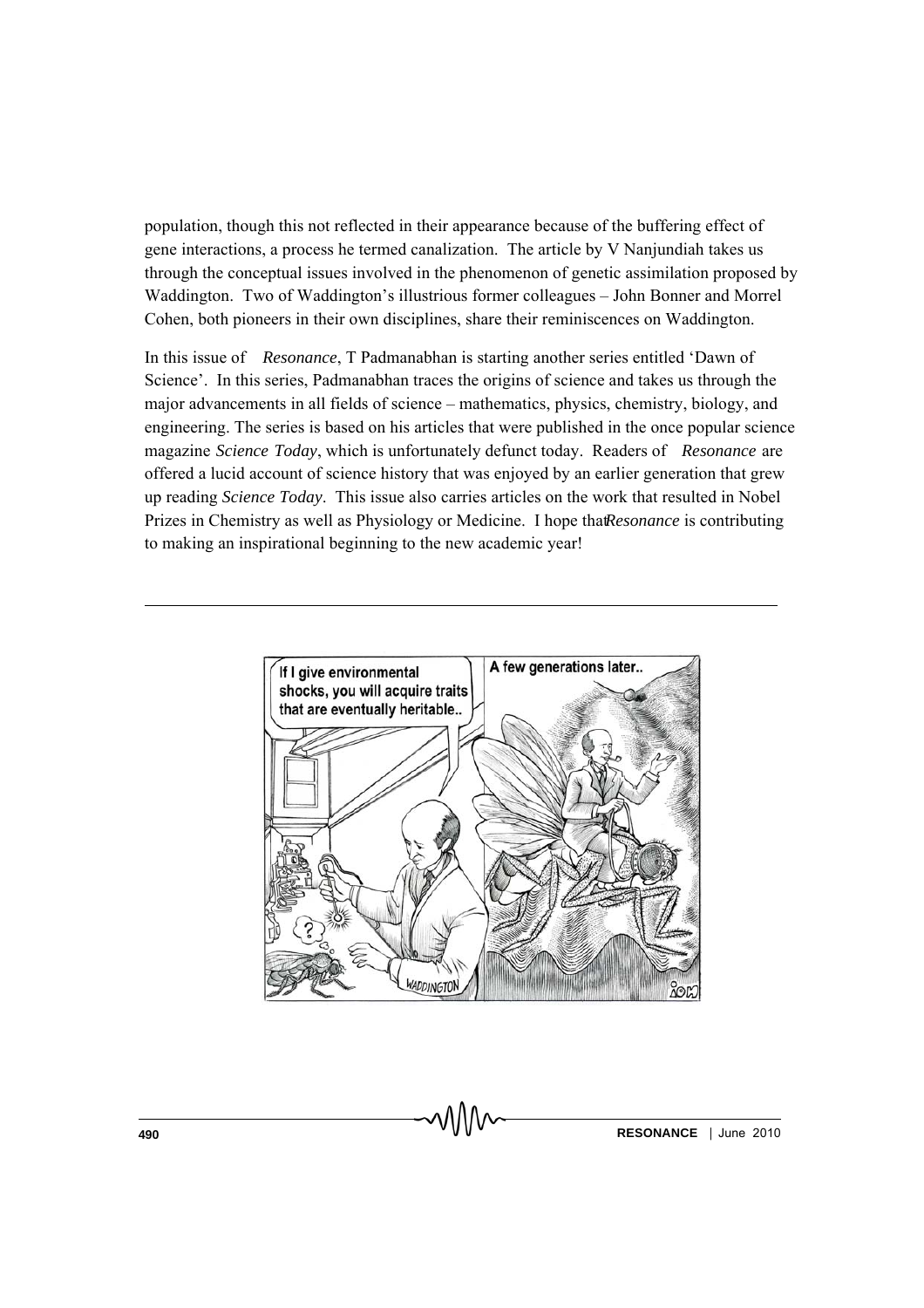population, though this not reflected in their appearance because of the buffering effect of gene interactions, a process he termed canalization. The article by V Nanjundiah takes us through the conceptual issues involved in the phenomenon of genetic assimilation proposed by Waddington. Two of Waddington's illustrious former colleagues – John Bonner and Morrel Cohen, both pioneers in their own disciplines, share their reminiscences on Waddington.

In this issue of *Resonance*, T Padmanabhan is starting another series entitled 'Dawn of Science'. In this series, Padmanabhan traces the origins of science and takes us through the major advancements in all fields of science – mathematics, physics, chemistry, biology, and engineering. The series is based on his articles that were published in the once popular science magazine *Science Today*, which is unfortunately defunct today. Readers of *Resonance* are offered a lucid account of science history that was enjoyed by an earlier generation that grew up reading *Science Today*. This issue also carries articles on the work that resulted in Nobel Prizes in Chemistry as well as Physiology or Medicine. I hope that *Resonance* is contributing to making an inspirational beginning to the new academic year!